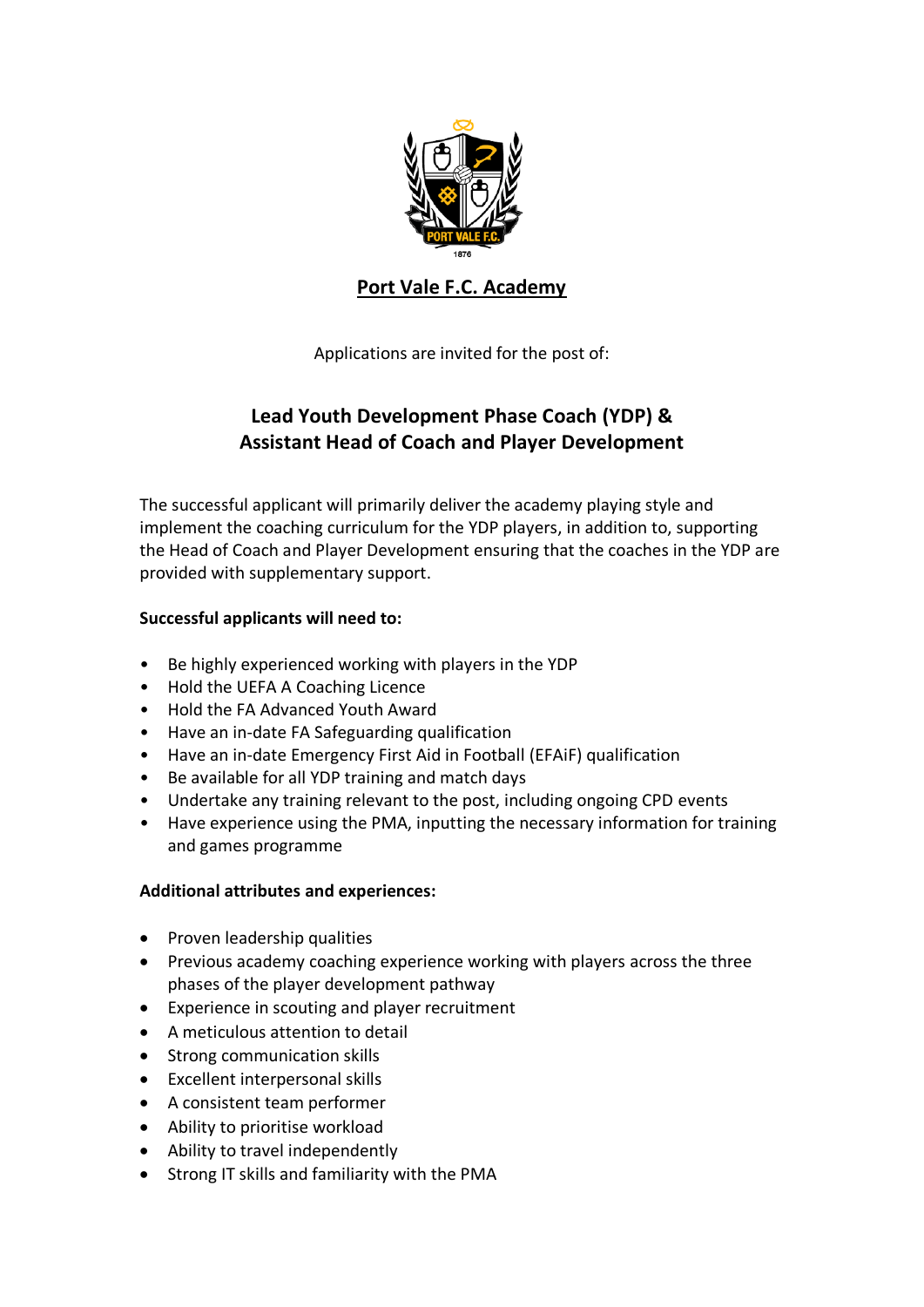# Port Vale F.C. Academy

Applications are invited for the post of:

## Lead Youth Development Phase Coach (YDP) & Assistant Head of Coach and Player Development

The successful applicant will primarily deliver the academy playing style and implement the coaching curriculum for the YDP players, in addition to, supporting the Head of Coach and Player Development ensuring that the coaches in the YDP are provided with supplementary support.

**Successful applicants will need to:**

- Be highly experienced working with players in the YDP
- Hold the UEFA A Coaching Licence
- Hold the FA Advanced Youth Award
- Have an in-date FA Safeguarding qualification
- Have an in-date Emergency First Aid in Football (EFAiF) qualification
- Be available for all YDP training and match days
- Undertake any training relevant to the post, including ongoing CPD events
- Have experience using the PMA, inputting the necessary information for training and games programme

**Additional attributes and experiences:**

- Proven leadership qualities
- Previous academy coaching experience working with players across the three phases of the player development pathway
- Experience in scouting and player recruitment
- A meticulous attention to detail
- Strong communication skills
- Excellent interpersonal skills
- A consistent team performer
- Ability to prioritise workload
- Ability to travel independently
- Strong IT skills and familiarity with the PMA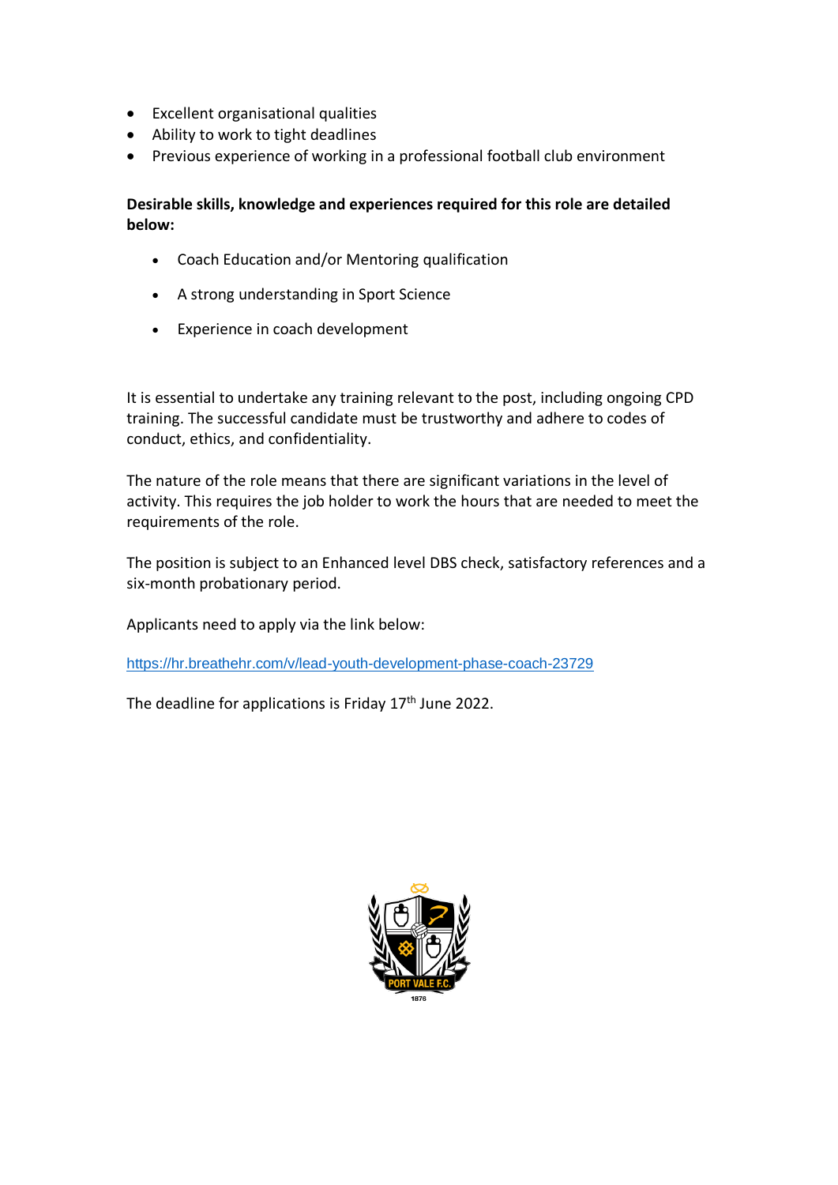- Excellent organisational qualities
- Ability to work to tight deadlines
- Previous experience of working in a professional football club environment

**Desirable skills, knowledge and experiences required for this role are detailed below:**

- Coach Education and/or Mentoring qualification
- A strong understanding in Sport Science
- Experience in coach development

It is essential to undertake any training relevant to the post, including ongoing CPD training. The successful candidate must be trustworthy and adhere to codes of conduct, ethics, and confidentiality.

The nature of the role means that there are significant variations in the level of activity. This requires the job holder to work the hours that are needed to meet the requirements of the role.

The position is subject to an Enhanced level DBS check, satisfactory references and a six-month probationary period.

Applicants need to apply via the link below:

https://hr.breathehr.com/v/lead-youth-development-phase-coach-23729

The deadline for applications is Friday 17th June 2022.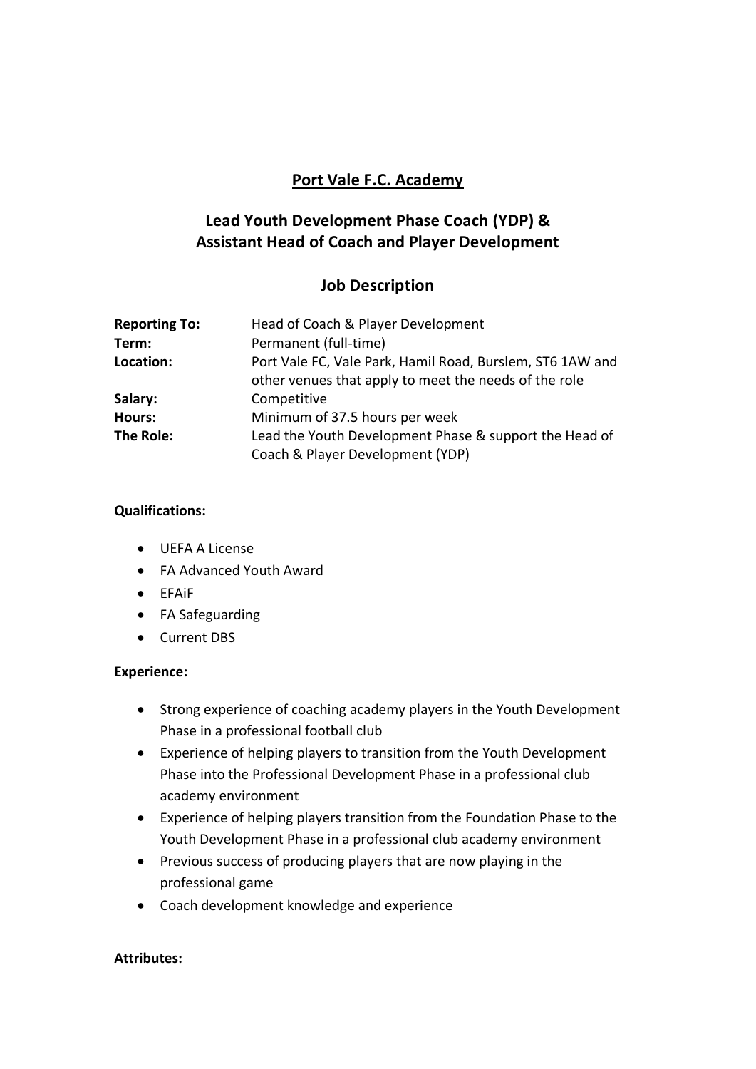# Port Vale F.C. Academy

## Lead Youth Development Phase Coach (YDP) & Assistant Head of Coach and Player Development

## Job Description

| | |
|---|---|
| **Reporting To:** | Head of Coach & Player Development |
| **Term:** | Permanent (full-time) |
| **Location:** | Port Vale FC, Vale Park, Hamil Road, Burslem, ST6 1AW and other venues that apply to meet the needs of the role |
| **Salary:** | Competitive |
| **Hours:** | Minimum of 37.5 hours per week |
| **The Role:** | Lead the Youth Development Phase & support the Head of Coach & Player Development (YDP) |

**Qualifications:**

- UEFA A License
- FA Advanced Youth Award
- EFAiF
- FA Safeguarding
- Current DBS

**Experience:**

- Strong experience of coaching academy players in the Youth Development Phase in a professional football club
- Experience of helping players to transition from the Youth Development Phase into the Professional Development Phase in a professional club academy environment
- Experience of helping players transition from the Foundation Phase to the Youth Development Phase in a professional club academy environment
- Previous success of producing players that are now playing in the professional game
- Coach development knowledge and experience

**Attributes:**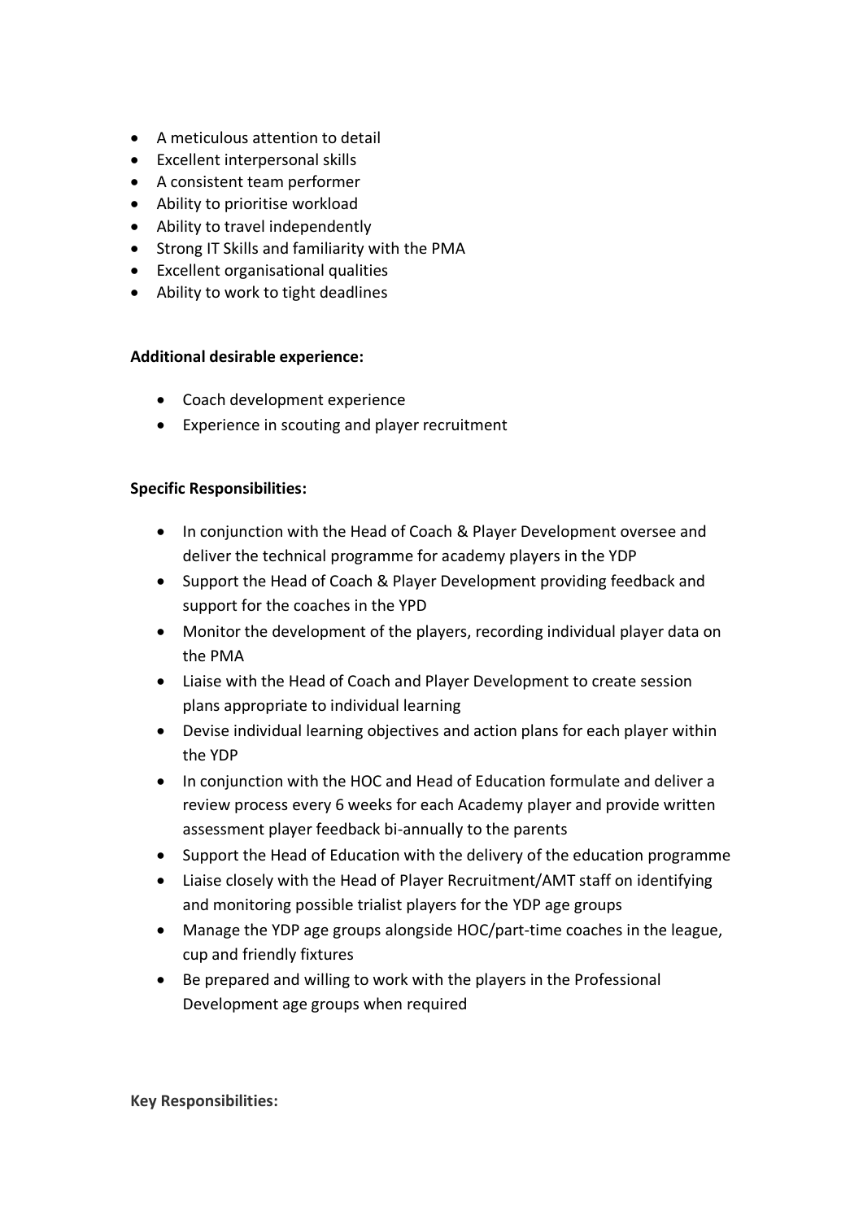- A meticulous attention to detail
- Excellent interpersonal skills
- A consistent team performer
- Ability to prioritise workload
- Ability to travel independently
- Strong IT Skills and familiarity with the PMA
- Excellent organisational qualities
- Ability to work to tight deadlines

**Additional desirable experience:**

- Coach development experience
- Experience in scouting and player recruitment

**Specific Responsibilities:**

- In conjunction with the Head of Coach & Player Development oversee and deliver the technical programme for academy players in the YDP
- Support the Head of Coach & Player Development providing feedback and support for the coaches in the YPD
- Monitor the development of the players, recording individual player data on the PMA
- Liaise with the Head of Coach and Player Development to create session plans appropriate to individual learning
- Devise individual learning objectives and action plans for each player within the YDP
- In conjunction with the HOC and Head of Education formulate and deliver a review process every 6 weeks for each Academy player and provide written assessment player feedback bi-annually to the parents
- Support the Head of Education with the delivery of the education programme
- Liaise closely with the Head of Player Recruitment/AMT staff on identifying and monitoring possible trialist players for the YDP age groups
- Manage the YDP age groups alongside HOC/part-time coaches in the league, cup and friendly fixtures
- Be prepared and willing to work with the players in the Professional Development age groups when required

**Key Responsibilities:**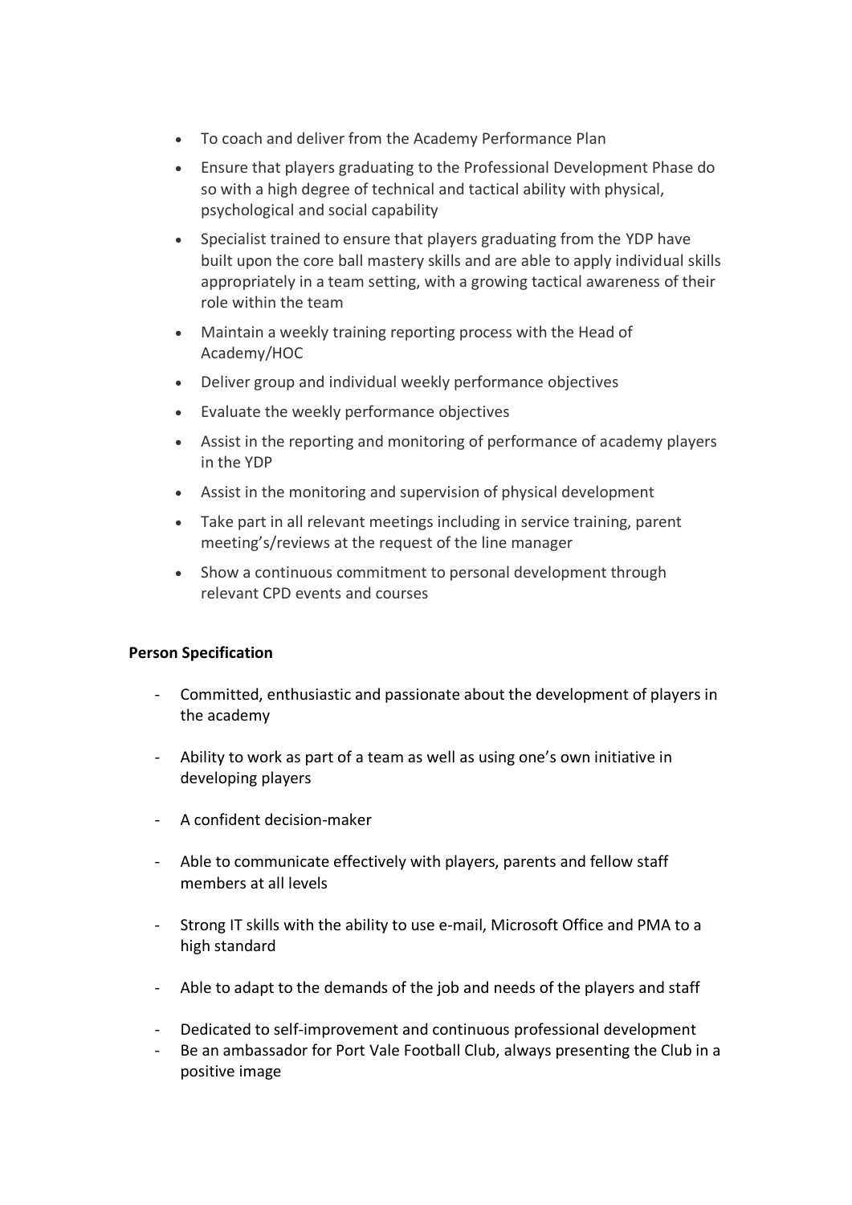- To coach and deliver from the Academy Performance Plan
- Ensure that players graduating to the Professional Development Phase do so with a high degree of technical and tactical ability with physical, psychological and social capability
- Specialist trained to ensure that players graduating from the YDP have built upon the core ball mastery skills and are able to apply individual skills appropriately in a team setting, with a growing tactical awareness of their role within the team
- Maintain a weekly training reporting process with the Head of Academy/HOC
- Deliver group and individual weekly performance objectives
- Evaluate the weekly performance objectives
- Assist in the reporting and monitoring of performance of academy players in the YDP
- Assist in the monitoring and supervision of physical development
- Take part in all relevant meetings including in service training, parent meeting's/reviews at the request of the line manager
- Show a continuous commitment to personal development through relevant CPD events and courses

**Person Specification**

- Committed, enthusiastic and passionate about the development of players in the academy
- Ability to work as part of a team as well as using one's own initiative in developing players
- A confident decision-maker
- Able to communicate effectively with players, parents and fellow staff members at all levels
- Strong IT skills with the ability to use e-mail, Microsoft Office and PMA to a high standard
- Able to adapt to the demands of the job and needs of the players and staff
- Dedicated to self-improvement and continuous professional development
- Be an ambassador for Port Vale Football Club, always presenting the Club in a positive image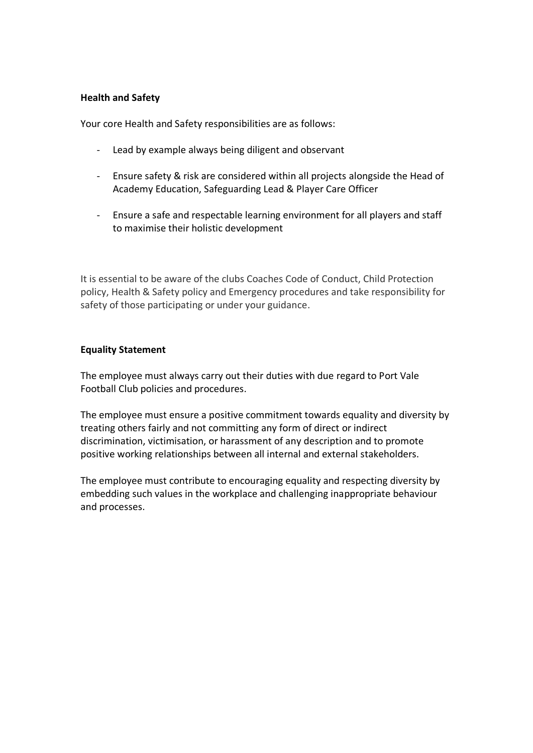**Health and Safety**

Your core Health and Safety responsibilities are as follows:

- Lead by example always being diligent and observant
- Ensure safety & risk are considered within all projects alongside the Head of Academy Education, Safeguarding Lead & Player Care Officer
- Ensure a safe and respectable learning environment for all players and staff to maximise their holistic development

It is essential to be aware of the clubs Coaches Code of Conduct, Child Protection policy, Health & Safety policy and Emergency procedures and take responsibility for safety of those participating or under your guidance.

**Equality Statement**

The employee must always carry out their duties with due regard to Port Vale Football Club policies and procedures.

The employee must ensure a positive commitment towards equality and diversity by treating others fairly and not committing any form of direct or indirect discrimination, victimisation, or harassment of any description and to promote positive working relationships between all internal and external stakeholders.

The employee must contribute to encouraging equality and respecting diversity by embedding such values in the workplace and challenging inappropriate behaviour and processes.